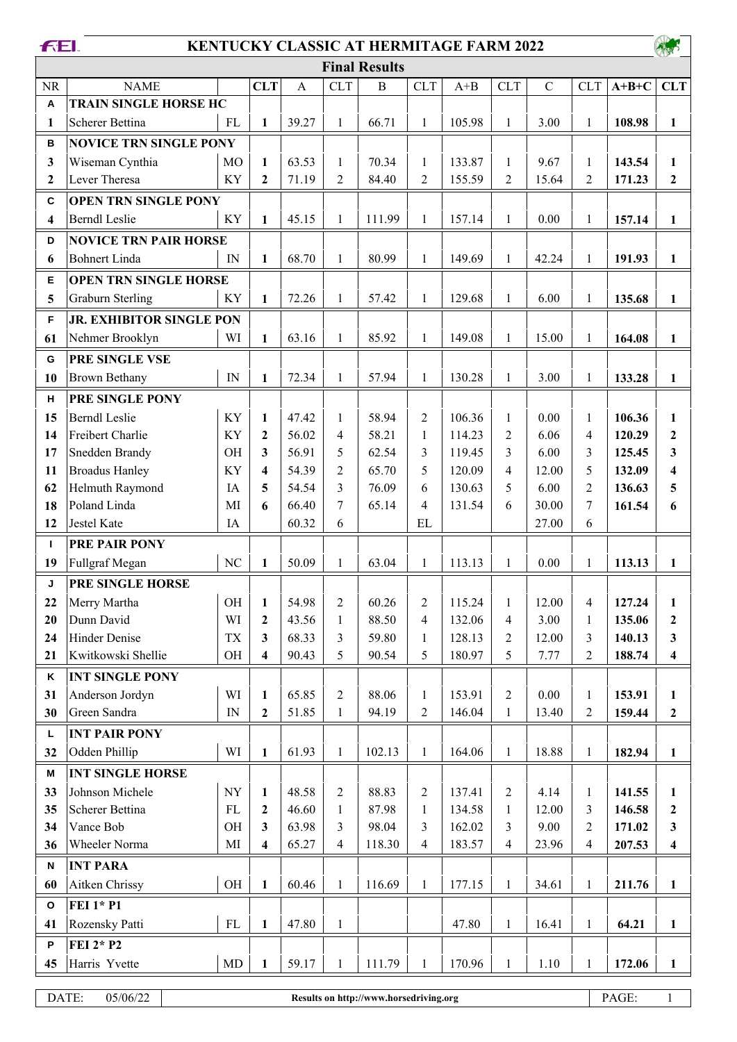# KENTUCKY CLASSIC AT HERMITAGE FARM 2022

## Final Results

| NR | NAME | | CLT | A | CLT | B | CLT | A+B | CLT | C | CLT | A+B+C | CLT |
|---|---|---|---|---|---|---|---|---|---|---|---|---|---|
| **A** | **TRAIN SINGLE HORSE HC** | | | | | | | | | | | | |
| 1 | Scherer Bettina | FL | **1** | 39.27 | 1 | 66.71 | 1 | 105.98 | 1 | 3.00 | 1 | **108.98** | **1** |
| **B** | **NOVICE TRN SINGLE PONY** | | | | | | | | | | | | |
| 3 | Wiseman Cynthia | MO | **1** | 63.53 | 1 | 70.34 | 1 | 133.87 | 1 | 9.67 | 1 | **143.54** | **1** |
| 2 | Lever Theresa | KY | **2** | 71.19 | 2 | 84.40 | 2 | 155.59 | 2 | 15.64 | 2 | **171.23** | **2** |
| **C** | **OPEN TRN SINGLE PONY** | | | | | | | | | | | | |
| 4 | Berndl Leslie | KY | **1** | 45.15 | 1 | 111.99 | 1 | 157.14 | 1 | 0.00 | 1 | **157.14** | **1** |
| **D** | **NOVICE TRN PAIR HORSE** | | | | | | | | | | | | |
| 6 | Bohnert Linda | IN | **1** | 68.70 | 1 | 80.99 | 1 | 149.69 | 1 | 42.24 | 1 | **191.93** | **1** |
| **E** | **OPEN TRN SINGLE HORSE** | | | | | | | | | | | | |
| 5 | Graburn Sterling | KY | **1** | 72.26 | 1 | 57.42 | 1 | 129.68 | 1 | 6.00 | 1 | **135.68** | **1** |
| **F** | **JR. EXHIBITOR SINGLE PON** | | | | | | | | | | | | |
| 61 | Nehmer Brooklyn | WI | **1** | 63.16 | 1 | 85.92 | 1 | 149.08 | 1 | 15.00 | 1 | **164.08** | **1** |
| **G** | **PRE SINGLE VSE** | | | | | | | | | | | | |
| 10 | Brown Bethany | IN | **1** | 72.34 | 1 | 57.94 | 1 | 130.28 | 1 | 3.00 | 1 | **133.28** | **1** |
| **H** | **PRE SINGLE PONY** | | | | | | | | | | | | |
| 15 | Berndl Leslie | KY | **1** | 47.42 | 1 | 58.94 | 2 | 106.36 | 1 | 0.00 | 1 | **106.36** | **1** |
| 14 | Freibert Charlie | KY | **2** | 56.02 | 4 | 58.21 | 1 | 114.23 | 2 | 6.06 | 4 | **120.29** | **2** |
| 17 | Snedden Brandy | OH | **3** | 56.91 | 5 | 62.54 | 3 | 119.45 | 3 | 6.00 | 3 | **125.45** | **3** |
| 11 | Broadus Hanley | KY | **4** | 54.39 | 2 | 65.70 | 5 | 120.09 | 4 | 12.00 | 5 | **132.09** | **4** |
| 62 | Helmuth Raymond | IA | **5** | 54.54 | 3 | 76.09 | 6 | 130.63 | 5 | 6.00 | 2 | **136.63** | **5** |
| 18 | Poland Linda | MI | **6** | 66.40 | 7 | 65.14 | 4 | 131.54 | 6 | 30.00 | 7 | **161.54** | **6** |
| 12 | Jestel Kate | IA | | 60.32 | 6 | | EL | | | 27.00 | 6 | | |
| **I** | **PRE PAIR PONY** | | | | | | | | | | | | |
| 19 | Fullgraf Megan | NC | **1** | 50.09 | 1 | 63.04 | 1 | 113.13 | 1 | 0.00 | 1 | **113.13** | **1** |
| **J** | **PRE SINGLE HORSE** | | | | | | | | | | | | |
| 22 | Merry Martha | OH | **1** | 54.98 | 2 | 60.26 | 2 | 115.24 | 1 | 12.00 | 4 | **127.24** | **1** |
| 20 | Dunn David | WI | **2** | 43.56 | 1 | 88.50 | 4 | 132.06 | 4 | 3.00 | 1 | **135.06** | **2** |
| 24 | Hinder Denise | TX | **3** | 68.33 | 3 | 59.80 | 1 | 128.13 | 2 | 12.00 | 3 | **140.13** | **3** |
| 21 | Kwitkowski Shellie | OH | **4** | 90.43 | 5 | 90.54 | 5 | 180.97 | 5 | 7.77 | 2 | **188.74** | **4** |
| **K** | **INT SINGLE PONY** | | | | | | | | | | | | |
| 31 | Anderson Jordyn | WI | **1** | 65.85 | 2 | 88.06 | 1 | 153.91 | 2 | 0.00 | 1 | **153.91** | **1** |
| 30 | Green Sandra | IN | **2** | 51.85 | 1 | 94.19 | 2 | 146.04 | 1 | 13.40 | 2 | **159.44** | **2** |
| **L** | **INT PAIR PONY** | | | | | | | | | | | | |
| 32 | Odden Phillip | WI | **1** | 61.93 | 1 | 102.13 | 1 | 164.06 | 1 | 18.88 | 1 | **182.94** | **1** |
| **M** | **INT SINGLE HORSE** | | | | | | | | | | | | |
| 33 | Johnson Michele | NY | **1** | 48.58 | 2 | 88.83 | 2 | 137.41 | 2 | 4.14 | 1 | **141.55** | **1** |
| 35 | Scherer Bettina | FL | **2** | 46.60 | 1 | 87.98 | 1 | 134.58 | 1 | 12.00 | 3 | **146.58** | **2** |
| 34 | Vance Bob | OH | **3** | 63.98 | 3 | 98.04 | 3 | 162.02 | 3 | 9.00 | 2 | **171.02** | **3** |
| 36 | Wheeler Norma | MI | **4** | 65.27 | 4 | 118.30 | 4 | 183.57 | 4 | 23.96 | 4 | **207.53** | **4** |
| **N** | **INT PARA** | | | | | | | | | | | | |
| 60 | Aitken Chrissy | OH | **1** | 60.46 | 1 | 116.69 | 1 | 177.15 | 1 | 34.61 | 1 | **211.76** | **1** |
| **O** | **FEI 1* P1** | | | | | | | | | | | | |
| 41 | Rozensky Patti | FL | **1** | 47.80 | 1 | | | 47.80 | 1 | 16.41 | 1 | **64.21** | **1** |
| **P** | **FEI 2* P2** | | | | | | | | | | | | |
| 45 | Harris Yvette | MD | **1** | 59.17 | 1 | 111.79 | 1 | 170.96 | 1 | 1.10 | 1 | **172.06** | **1** |

DATE: 05/06/22 | **Results on http://www.horsedriving.org**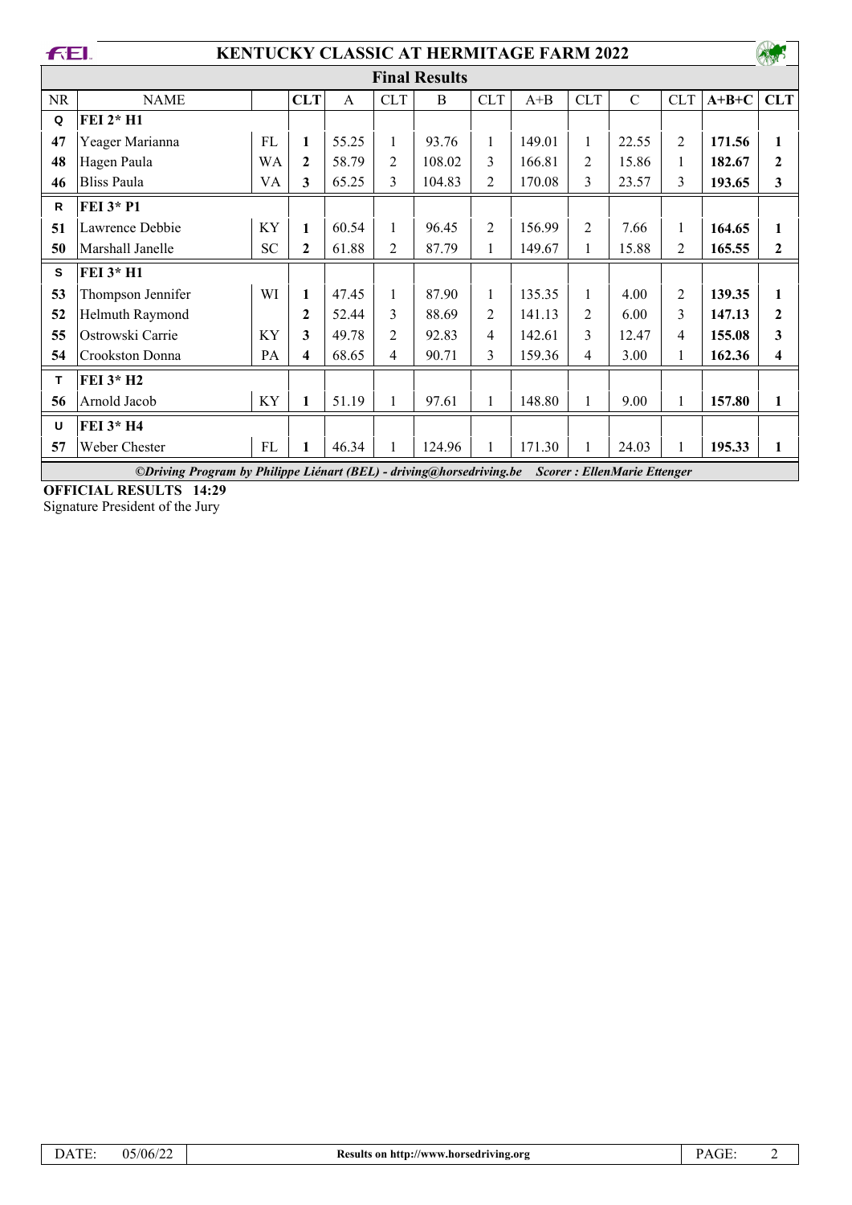# KENTUCKY CLASSIC AT HERMITAGE FARM 2022

## Final Results

| NR | NAME | | CLT | A | CLT | B | CLT | A+B | CLT | C | CLT | A+B+C | CLT |
|---|---|---|---|---|---|---|---|---|---|---|---|---|---|
| Q | **FEI 2* H1** | | | | | | | | | | | | |
| 47 | Yeager Marianna | FL | **1** | 55.25 | 1 | 93.76 | 1 | 149.01 | 1 | 22.55 | 2 | **171.56** | **1** |
| 48 | Hagen Paula | WA | **2** | 58.79 | 2 | 108.02 | 3 | 166.81 | 2 | 15.86 | 1 | **182.67** | **2** |
| 46 | Bliss Paula | VA | **3** | 65.25 | 3 | 104.83 | 2 | 170.08 | 3 | 23.57 | 3 | **193.65** | **3** |
| R | **FEI 3* P1** | | | | | | | | | | | | |
| 51 | Lawrence Debbie | KY | **1** | 60.54 | 1 | 96.45 | 2 | 156.99 | 2 | 7.66 | 1 | **164.65** | **1** |
| 50 | Marshall Janelle | SC | **2** | 61.88 | 2 | 87.79 | 1 | 149.67 | 1 | 15.88 | 2 | **165.55** | **2** |
| S | **FEI 3* H1** | | | | | | | | | | | | |
| 53 | Thompson Jennifer | WI | **1** | 47.45 | 1 | 87.90 | 1 | 135.35 | 1 | 4.00 | 2 | **139.35** | **1** |
| 52 | Helmuth Raymond | | **2** | 52.44 | 3 | 88.69 | 2 | 141.13 | 2 | 6.00 | 3 | **147.13** | **2** |
| 55 | Ostrowski Carrie | KY | **3** | 49.78 | 2 | 92.83 | 4 | 142.61 | 3 | 12.47 | 4 | **155.08** | **3** |
| 54 | Crookston Donna | PA | **4** | 68.65 | 4 | 90.71 | 3 | 159.36 | 4 | 3.00 | 1 | **162.36** | **4** |
| T | **FEI 3* H2** | | | | | | | | | | | | |
| 56 | Arnold Jacob | KY | **1** | 51.19 | 1 | 97.61 | 1 | 148.80 | 1 | 9.00 | 1 | **157.80** | **1** |
| U | **FEI 3* H4** | | | | | | | | | | | | |
| 57 | Weber Chester | FL | **1** | 46.34 | 1 | 124.96 | 1 | 171.30 | 1 | 24.03 | 1 | **195.33** | **1** |

***©Driving Program by Philippe Liénart (BEL) - driving@horsedriving.be     Scorer : EllenMarie Ettenger***

**OFFICIAL RESULTS 14:29**

Signature President of the Jury

DATE: 05/06/22 | **Results on http://www.horsedriving.org**